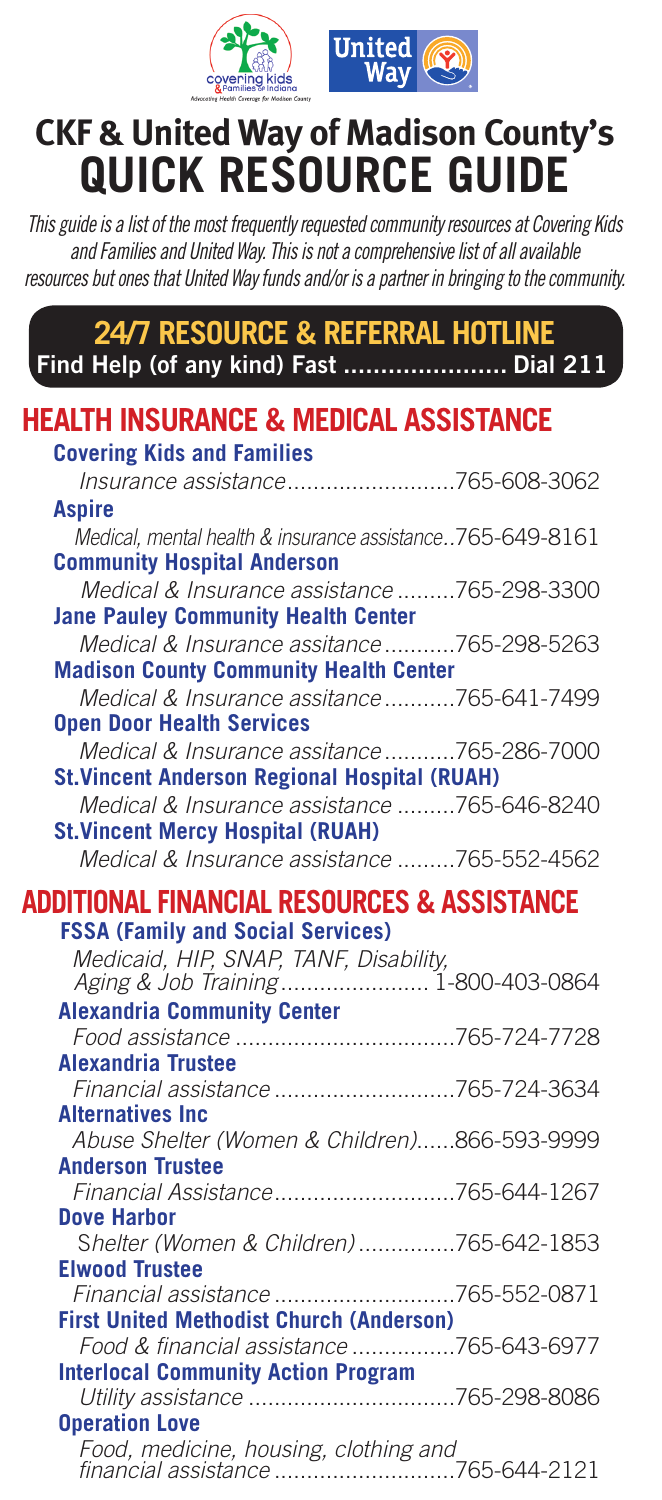# CKF & United Way of Madison County's QUICK RESOURCE GUIDE

*This guide is a list of the most frequently requested community resources at Covering Kids and Families and United Way. This is not a comprehensive list of all available resources but ones that United Way funds and/or is a partner in bringing to the community.*

## 24/7 RESOURCE & REFERRAL HOTLINE

**Find Help (of any kind) Fast ...................... Dial 211**

## HEALTH INSURANCE & MEDICAL ASSISTANCE

**Covering Kids and Families**
*Insurance assistance*..........................765-608-3062

**Aspire**
*Medical, mental health & insurance assistance*..765-649-8161

**Community Hospital Anderson**
*Medical & Insurance assistance* .........765-298-3300

**Jane Pauley Community Health Center**
*Medical & Insurance assitance* ...........765-298-5263

**Madison County Community Health Center**
*Medical & Insurance assitance* ...........765-641-7499

**Open Door Health Services**
*Medical & Insurance assitance* ...........765-286-7000

**St.Vincent Anderson Regional Hospital (RUAH)**
*Medical & Insurance assistance* .........765-646-8240

**St.Vincent Mercy Hospital (RUAH)**
*Medical & Insurance assistance* .........765-552-4562

## ADDITIONAL FINANCIAL RESOURCES & ASSISTANCE

**FSSA (Family and Social Services)**
*Medicaid, HIP, SNAP, TANF, Disability, Aging & Job Training*....................... 1-800-403-0864

**Alexandria Community Center**
*Food assistance* ..................................765-724-7728

**Alexandria Trustee**
*Financial assistance* ............................765-724-3634

**Alternatives Inc**
*Abuse Shelter (Women & Children)*......866-593-9999

**Anderson Trustee**
*Financial Assistance*............................765-644-1267

**Dove Harbor**
*Shelter (Women & Children)* ...............765-642-1853

**Elwood Trustee**
*Financial assistance* ............................765-552-0871

**First United Methodist Church (Anderson)**
*Food & financial assistance* ................765-643-6977

**Interlocal Community Action Program**
*Utility assistance* ................................765-298-8086

**Operation Love**
*Food, medicine, housing, clothing and financial assistance* ...........................765-644-2121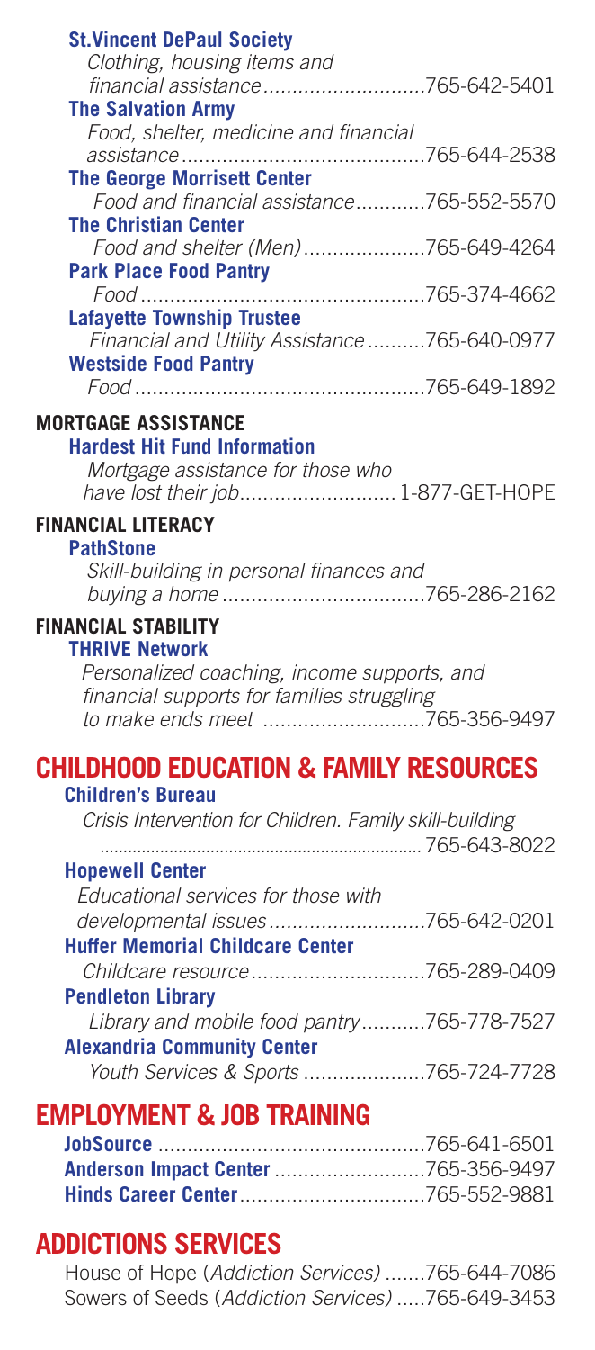**St.Vincent DePaul Society**
*Clothing, housing items and financial assistance*............................765-642-5401

**The Salvation Army**
*Food, shelter, medicine and financial assistance*...........................................765-644-2538

**The George Morrisett Center**
*Food and financial assistance*............765-552-5570

**The Christian Center**
*Food and shelter (Men)*.....................765-649-4264

**Park Place Food Pantry**
*Food*.................................................765-374-4662

**Lafayette Township Trustee**
*Financial and Utility Assistance*..........765-640-0977

**Westside Food Pantry**
*Food*..................................................765-649-1892

### MORTGAGE ASSISTANCE

**Hardest Hit Fund Information**
*Mortgage assistance for those who have lost their job*........................... 1-877-GET-HOPE

### FINANCIAL LITERACY

**PathStone**
*Skill-building in personal finances and buying a home*...................................765-286-2162

### FINANCIAL STABILITY

**THRIVE Network**
*Personalized coaching, income supports, and financial supports for families struggling to make ends meet* ............................765-356-9497

## CHILDHOOD EDUCATION & FAMILY RESOURCES

**Children's Bureau**
*Crisis Intervention for Children. Family skill-building* ..................................................................... 765-643-8022

**Hopewell Center**
*Educational services for those with developmental issues*...........................765-642-0201

**Huffer Memorial Childcare Center**
*Childcare resource*..............................765-289-0409

**Pendleton Library**
*Library and mobile food pantry*...........765-778-7527

**Alexandria Community Center**
*Youth Services & Sports* .....................765-724-7728

## EMPLOYMENT & JOB TRAINING

**JobSource** ..............................................765-641-6501
**Anderson Impact Center** ..........................765-356-9497
**Hinds Career Center**................................765-552-9881

## ADDICTIONS SERVICES

House of Hope (*Addiction Services*) .......765-644-7086
Sowers of Seeds (*Addiction Services*) .....765-649-3453